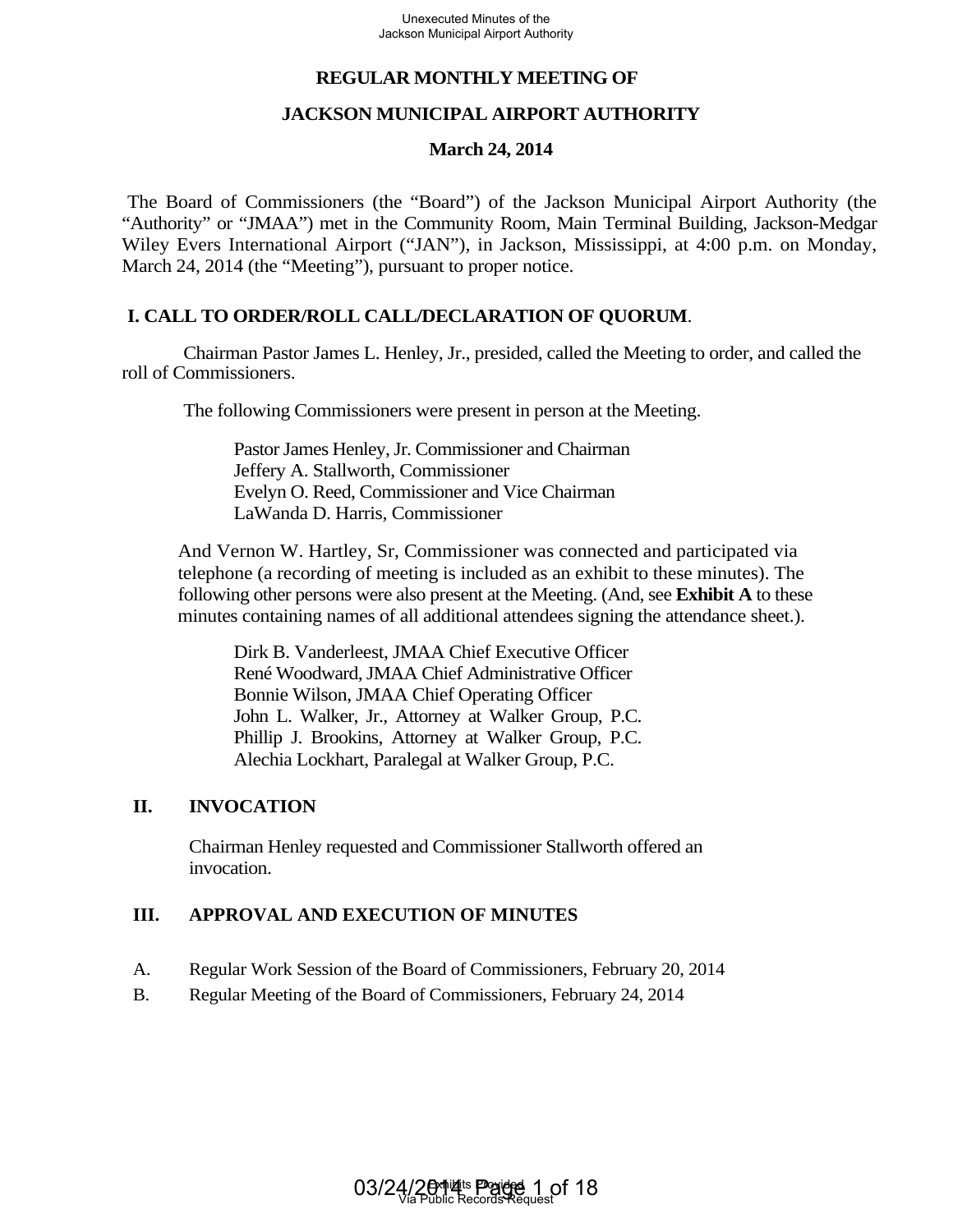# REGULAR MONTHLY MEETING OF

# JACKSON MUNICIPAL AIRPORT AUTHORITY

# March 24, 2014

The Board of Commissioners (the "Board") of the Jackson Municipal Airport Authority (the "Authority" or "JMAA") met in the Community Room, Main Terminal Building, Jackson-Medgar Wiley Evers International Airport ("JAN"), in Jackson, Mississippi, at 4:00 p.m. on Monday, March 24, 2014 (the "Meeting"), pursuant to proper notice.

## I. CALL TO ORDER/ROLL CALL/DECLARATION OF QUORUM.

Chairman Pastor James L. Henley, Jr., presided, called the Meeting to order, and called the roll of Commissioners.

The following Commissioners were present in person at the Meeting.

Pastor James Henley, Jr. Commissioner and Chairman
Jeffery A. Stallworth, Commissioner
Evelyn O. Reed, Commissioner and Vice Chairman
LaWanda D. Harris, Commissioner

And Vernon W. Hartley, Sr, Commissioner was connected and participated via telephone (a recording of meeting is included as an exhibit to these minutes). The following other persons were also present at the Meeting. (And, see **Exhibit A** to these minutes containing names of all additional attendees signing the attendance sheet.).

Dirk B. Vanderleest, JMAA Chief Executive Officer
René Woodward, JMAA Chief Administrative Officer
Bonnie Wilson, JMAA Chief Operating Officer
John L. Walker, Jr., Attorney at Walker Group, P.C.
Phillip J. Brookins, Attorney at Walker Group, P.C.
Alechia Lockhart, Paralegal at Walker Group, P.C.

## II. INVOCATION

Chairman Henley requested and Commissioner Stallworth offered an invocation.

## III. APPROVAL AND EXECUTION OF MINUTES

A. Regular Work Session of the Board of Commissioners, February 20, 2014

B. Regular Meeting of the Board of Commissioners, February 24, 2014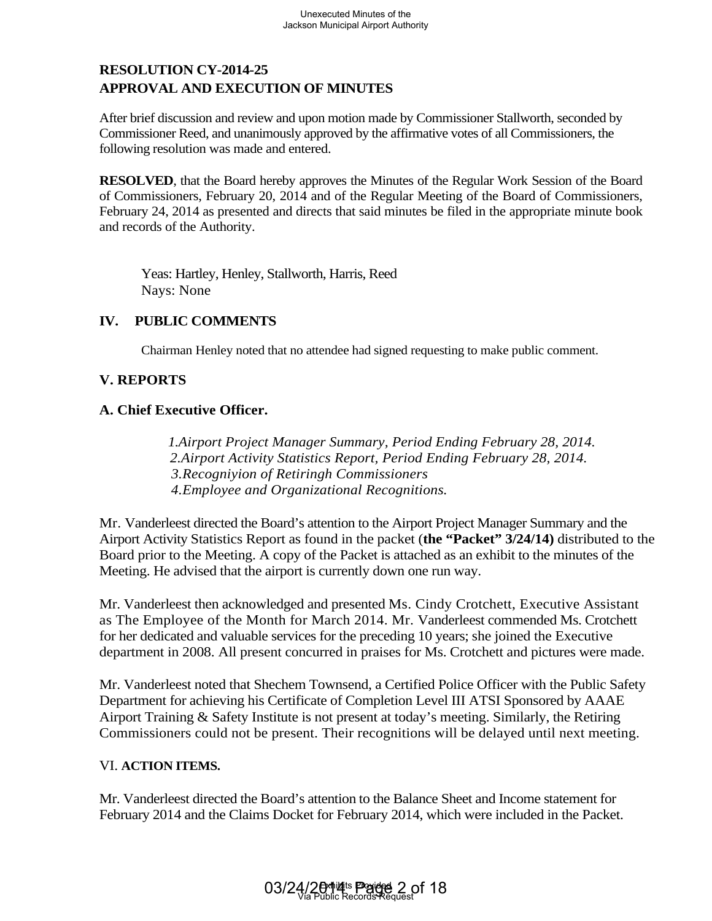## RESOLUTION CY-2014-25
## APPROVAL AND EXECUTION OF MINUTES

After brief discussion and review and upon motion made by Commissioner Stallworth, seconded by Commissioner Reed, and unanimously approved by the affirmative votes of all Commissioners, the following resolution was made and entered.

**RESOLVED**, that the Board hereby approves the Minutes of the Regular Work Session of the Board of Commissioners, February 20, 2014 and of the Regular Meeting of the Board of Commissioners, February 24, 2014 as presented and directs that said minutes be filed in the appropriate minute book and records of the Authority.

Yeas: Hartley, Henley, Stallworth, Harris, Reed
Nays: None

## IV. PUBLIC COMMENTS

Chairman Henley noted that no attendee had signed requesting to make public comment.

## V. REPORTS

### A. Chief Executive Officer.

1. *Airport Project Manager Summary, Period Ending February 28, 2014.*
2. *Airport Activity Statistics Report, Period Ending February 28, 2014.*
3. *Recogniyion of Retiringh Commissioners*
4. *Employee and Organizational Recognitions.*

Mr. Vanderleest directed the Board's attention to the Airport Project Manager Summary and the Airport Activity Statistics Report as found in the packet (**the "Packet" 3/24/14)** distributed to the Board prior to the Meeting. A copy of the Packet is attached as an exhibit to the minutes of the Meeting. He advised that the airport is currently down one run way.

Mr. Vanderleest then acknowledged and presented Ms. Cindy Crotchett, Executive Assistant as The Employee of the Month for March 2014. Mr. Vanderleest commended Ms. Crotchett for her dedicated and valuable services for the preceding 10 years; she joined the Executive department in 2008. All present concurred in praises for Ms. Crotchett and pictures were made.

Mr. Vanderleest noted that Shechem Townsend, a Certified Police Officer with the Public Safety Department for achieving his Certificate of Completion Level III ATSI Sponsored by AAAE Airport Training & Safety Institute is not present at today's meeting. Similarly, the Retiring Commissioners could not be present. Their recognitions will be delayed until next meeting.

## VI. ACTION ITEMS.

Mr. Vanderleest directed the Board's attention to the Balance Sheet and Income statement for February 2014 and the Claims Docket for February 2014, which were included in the Packet.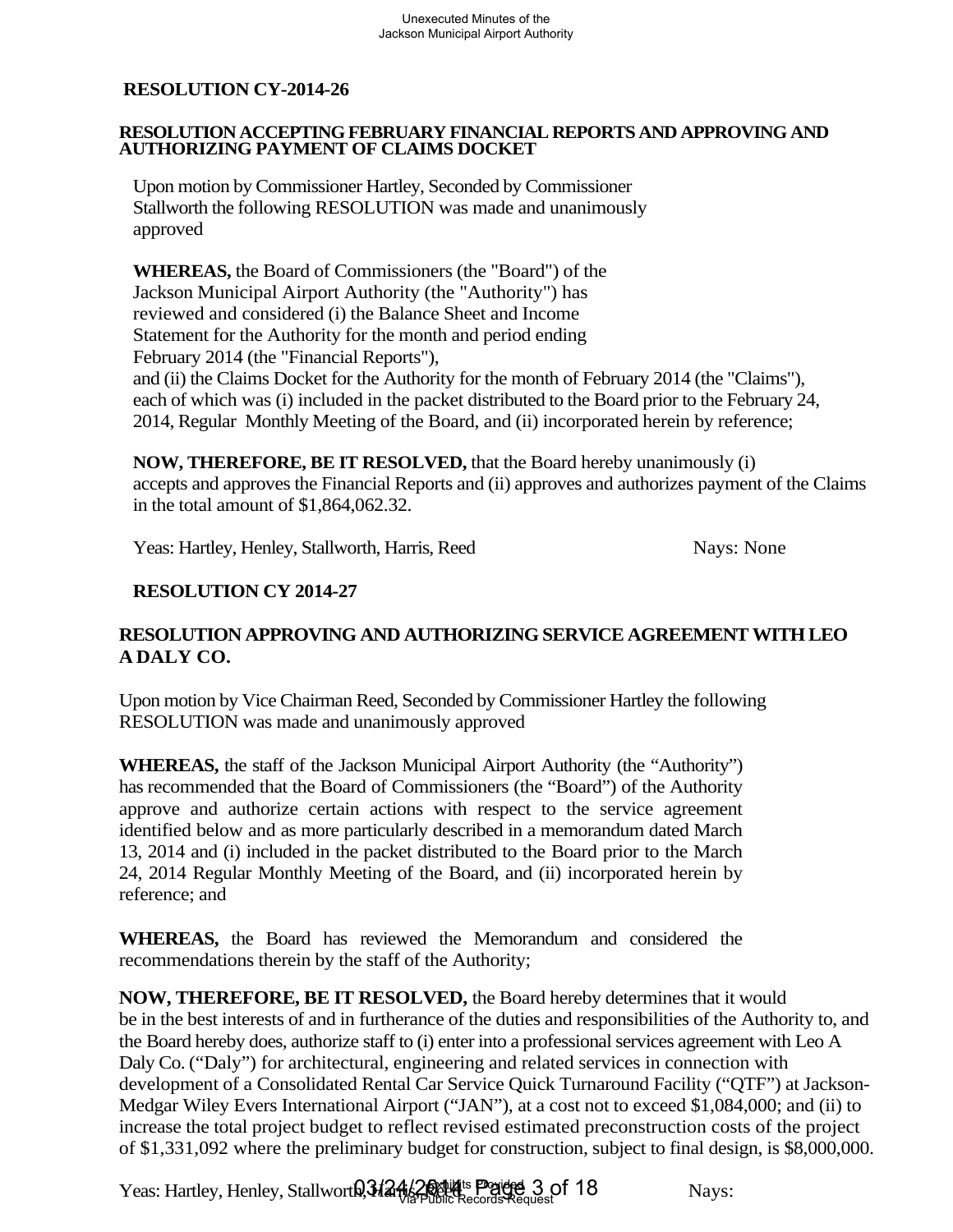## RESOLUTION CY-2014-26

### RESOLUTION ACCEPTING FEBRUARY FINANCIAL REPORTS AND APPROVING AND AUTHORIZING PAYMENT OF CLAIMS DOCKET

Upon motion by Commissioner Hartley, Seconded by Commissioner Stallworth the following RESOLUTION was made and unanimously approved

**WHEREAS,** the Board of Commissioners (the "Board") of the Jackson Municipal Airport Authority (the "Authority") has reviewed and considered (i) the Balance Sheet and Income Statement for the Authority for the month and period ending February 2014 (the "Financial Reports"), and (ii) the Claims Docket for the Authority for the month of February 2014 (the "Claims"), each of which was (i) included in the packet distributed to the Board prior to the February 24, 2014, Regular Monthly Meeting of the Board, and (ii) incorporated herein by reference;

**NOW, THEREFORE, BE IT RESOLVED,** that the Board hereby unanimously (i) accepts and approves the Financial Reports and (ii) approves and authorizes payment of the Claims in the total amount of $1,864,062.32.

Yeas: Hartley, Henley, Stallworth, Harris, Reed　　　　Nays: None

## RESOLUTION CY 2014-27

### RESOLUTION APPROVING AND AUTHORIZING SERVICE AGREEMENT WITH LEO A DALY CO.

Upon motion by Vice Chairman Reed, Seconded by Commissioner Hartley the following RESOLUTION was made and unanimously approved

**WHEREAS,** the staff of the Jackson Municipal Airport Authority (the "Authority") has recommended that the Board of Commissioners (the "Board") of the Authority approve and authorize certain actions with respect to the service agreement identified below and as more particularly described in a memorandum dated March 13, 2014 and (i) included in the packet distributed to the Board prior to the March 24, 2014 Regular Monthly Meeting of the Board, and (ii) incorporated herein by reference; and

**WHEREAS,** the Board has reviewed the Memorandum and considered the recommendations therein by the staff of the Authority;

**NOW, THEREFORE, BE IT RESOLVED,** the Board hereby determines that it would be in the best interests of and in furtherance of the duties and responsibilities of the Authority to, and the Board hereby does, authorize staff to (i) enter into a professional services agreement with Leo A Daly Co. ("Daly") for architectural, engineering and related services in connection with development of a Consolidated Rental Car Service Quick Turnaround Facility ("QTF") at Jackson-Medgar Wiley Evers International Airport ("JAN"), at a cost not to exceed $1,084,000; and (ii) to increase the total project budget to reflect revised estimated preconstruction costs of the project of $1,331,092 where the preliminary budget for construction, subject to final design, is $8,000,000.

Yeas: Hartley, Henley, Stallworth, Harris, Reed　　　　Nays: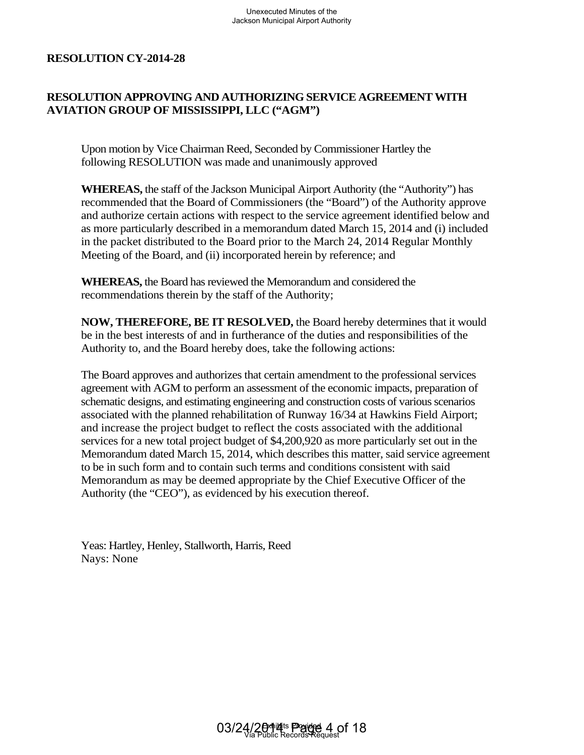**RESOLUTION CY-2014-28**

**RESOLUTION APPROVING AND AUTHORIZING SERVICE AGREEMENT WITH AVIATION GROUP OF MISSISSIPPI, LLC ("AGM")**

Upon motion by Vice Chairman Reed, Seconded by Commissioner Hartley the following RESOLUTION was made and unanimously approved

**WHEREAS,** the staff of the Jackson Municipal Airport Authority (the "Authority") has recommended that the Board of Commissioners (the "Board") of the Authority approve and authorize certain actions with respect to the service agreement identified below and as more particularly described in a memorandum dated March 15, 2014 and (i) included in the packet distributed to the Board prior to the March 24, 2014 Regular Monthly Meeting of the Board, and (ii) incorporated herein by reference; and

**WHEREAS,** the Board has reviewed the Memorandum and considered the recommendations therein by the staff of the Authority;

**NOW, THEREFORE, BE IT RESOLVED,** the Board hereby determines that it would be in the best interests of and in furtherance of the duties and responsibilities of the Authority to, and the Board hereby does, take the following actions:

The Board approves and authorizes that certain amendment to the professional services agreement with AGM to perform an assessment of the economic impacts, preparation of schematic designs, and estimating engineering and construction costs of various scenarios associated with the planned rehabilitation of Runway 16/34 at Hawkins Field Airport; and increase the project budget to reflect the costs associated with the additional services for a new total project budget of $4,200,920 as more particularly set out in the Memorandum dated March 15, 2014, which describes this matter, said service agreement to be in such form and to contain such terms and conditions consistent with said Memorandum as may be deemed appropriate by the Chief Executive Officer of the Authority (the "CEO"), as evidenced by his execution thereof.

Yeas: Hartley, Henley, Stallworth, Harris, Reed
Nays: None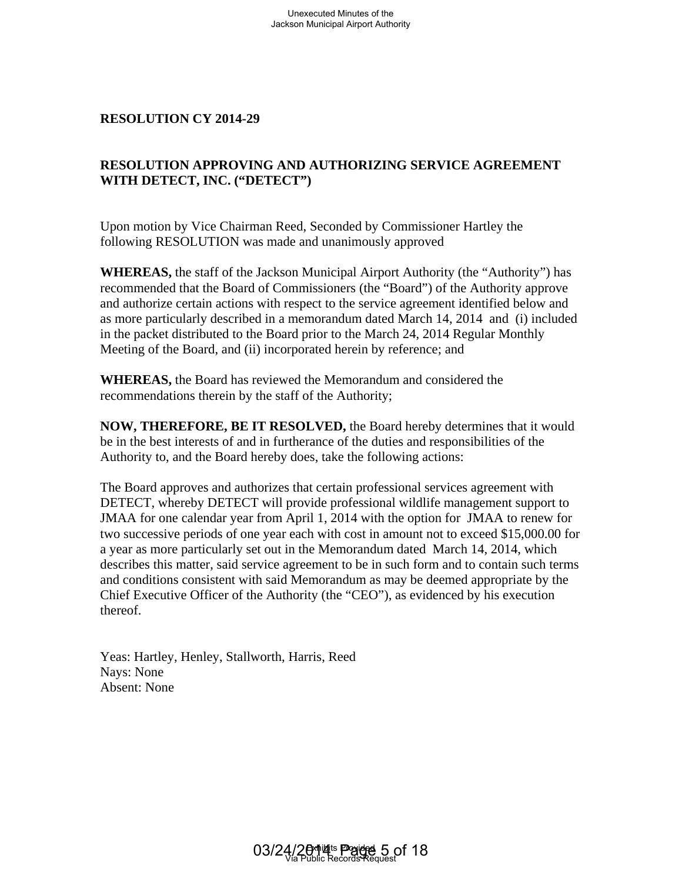**RESOLUTION CY 2014-29**

**RESOLUTION APPROVING AND AUTHORIZING SERVICE AGREEMENT WITH DETECT, INC. ("DETECT")**

Upon motion by Vice Chairman Reed, Seconded by Commissioner Hartley the following RESOLUTION was made and unanimously approved

**WHEREAS,** the staff of the Jackson Municipal Airport Authority (the "Authority") has recommended that the Board of Commissioners (the "Board") of the Authority approve and authorize certain actions with respect to the service agreement identified below and as more particularly described in a memorandum dated March 14, 2014 and (i) included in the packet distributed to the Board prior to the March 24, 2014 Regular Monthly Meeting of the Board, and (ii) incorporated herein by reference; and

**WHEREAS,** the Board has reviewed the Memorandum and considered the recommendations therein by the staff of the Authority;

**NOW, THEREFORE, BE IT RESOLVED,** the Board hereby determines that it would be in the best interests of and in furtherance of the duties and responsibilities of the Authority to, and the Board hereby does, take the following actions:

The Board approves and authorizes that certain professional services agreement with DETECT, whereby DETECT will provide professional wildlife management support to JMAA for one calendar year from April 1, 2014 with the option for JMAA to renew for two successive periods of one year each with cost in amount not to exceed $15,000.00 for a year as more particularly set out in the Memorandum dated March 14, 2014, which describes this matter, said service agreement to be in such form and to contain such terms and conditions consistent with said Memorandum as may be deemed appropriate by the Chief Executive Officer of the Authority (the "CEO"), as evidenced by his execution thereof.

Yeas: Hartley, Henley, Stallworth, Harris, Reed
Nays: None
Absent: None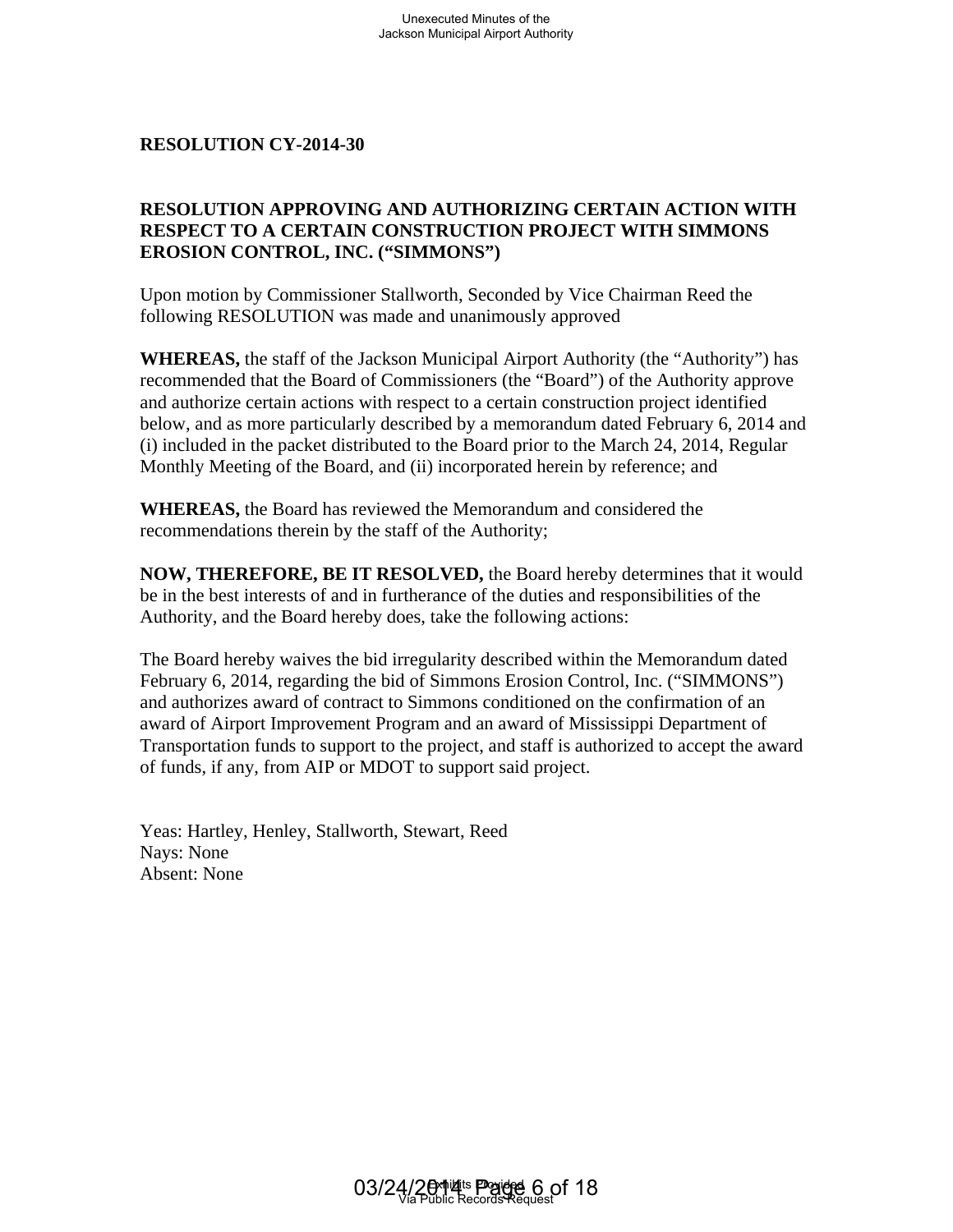**RESOLUTION CY-2014-30**

**RESOLUTION APPROVING AND AUTHORIZING CERTAIN ACTION WITH RESPECT TO A CERTAIN CONSTRUCTION PROJECT WITH SIMMONS EROSION CONTROL, INC. ("SIMMONS")**

Upon motion by Commissioner Stallworth, Seconded by Vice Chairman Reed the following RESOLUTION was made and unanimously approved

**WHEREAS,** the staff of the Jackson Municipal Airport Authority (the "Authority") has recommended that the Board of Commissioners (the "Board") of the Authority approve and authorize certain actions with respect to a certain construction project identified below, and as more particularly described by a memorandum dated February 6, 2014 and (i) included in the packet distributed to the Board prior to the March 24, 2014, Regular Monthly Meeting of the Board, and (ii) incorporated herein by reference; and

**WHEREAS,** the Board has reviewed the Memorandum and considered the recommendations therein by the staff of the Authority;

**NOW, THEREFORE, BE IT RESOLVED,** the Board hereby determines that it would be in the best interests of and in furtherance of the duties and responsibilities of the Authority, and the Board hereby does, take the following actions:

The Board hereby waives the bid irregularity described within the Memorandum dated February 6, 2014, regarding the bid of Simmons Erosion Control, Inc. ("SIMMONS") and authorizes award of contract to Simmons conditioned on the confirmation of an award of Airport Improvement Program and an award of Mississippi Department of Transportation funds to support to the project, and staff is authorized to accept the award of funds, if any, from AIP or MDOT to support said project.

Yeas: Hartley, Henley, Stallworth, Stewart, Reed
Nays: None
Absent: None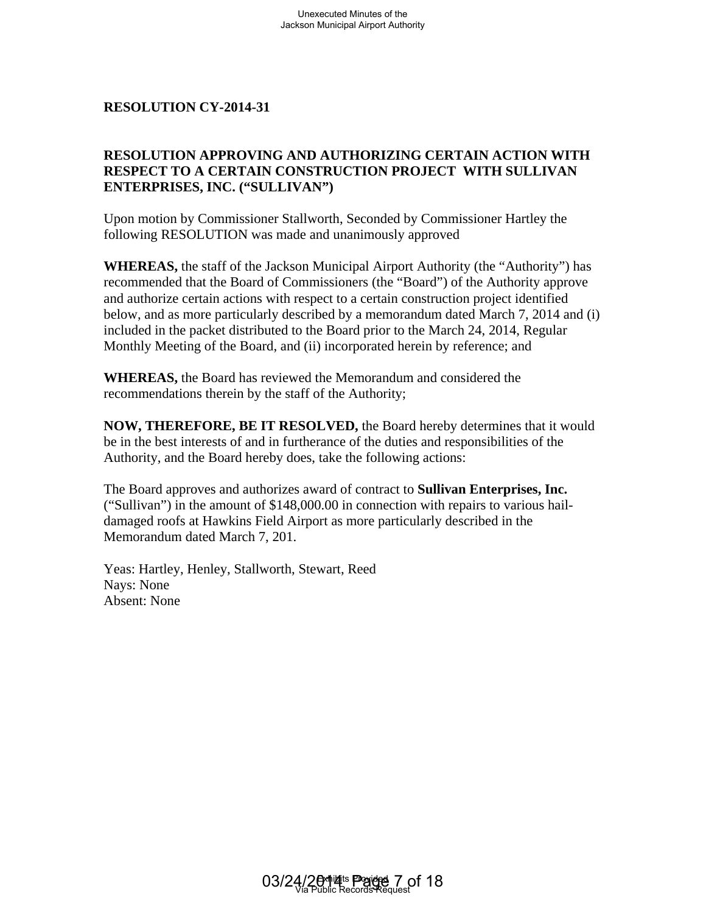**RESOLUTION CY-2014-31**

**RESOLUTION APPROVING AND AUTHORIZING CERTAIN ACTION WITH RESPECT TO A CERTAIN CONSTRUCTION PROJECT WITH SULLIVAN ENTERPRISES, INC. ("SULLIVAN")**

Upon motion by Commissioner Stallworth, Seconded by Commissioner Hartley the following RESOLUTION was made and unanimously approved

**WHEREAS,** the staff of the Jackson Municipal Airport Authority (the "Authority") has recommended that the Board of Commissioners (the "Board") of the Authority approve and authorize certain actions with respect to a certain construction project identified below, and as more particularly described by a memorandum dated March 7, 2014 and (i) included in the packet distributed to the Board prior to the March 24, 2014, Regular Monthly Meeting of the Board, and (ii) incorporated herein by reference; and

**WHEREAS,** the Board has reviewed the Memorandum and considered the recommendations therein by the staff of the Authority;

**NOW, THEREFORE, BE IT RESOLVED,** the Board hereby determines that it would be in the best interests of and in furtherance of the duties and responsibilities of the Authority, and the Board hereby does, take the following actions:

The Board approves and authorizes award of contract to **Sullivan Enterprises, Inc.** ("Sullivan") in the amount of $148,000.00 in connection with repairs to various hail-damaged roofs at Hawkins Field Airport as more particularly described in the Memorandum dated March 7, 201.

Yeas: Hartley, Henley, Stallworth, Stewart, Reed
Nays: None
Absent: None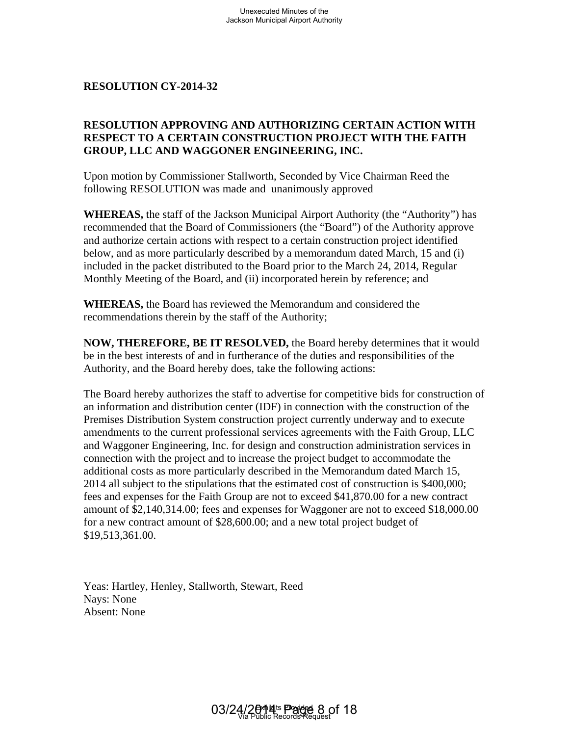**RESOLUTION CY-2014-32**

**RESOLUTION APPROVING AND AUTHORIZING CERTAIN ACTION WITH RESPECT TO A CERTAIN CONSTRUCTION PROJECT WITH THE FAITH GROUP, LLC AND WAGGONER ENGINEERING, INC.**

Upon motion by Commissioner Stallworth, Seconded by Vice Chairman Reed the following RESOLUTION was made and unanimously approved

**WHEREAS,** the staff of the Jackson Municipal Airport Authority (the "Authority") has recommended that the Board of Commissioners (the "Board") of the Authority approve and authorize certain actions with respect to a certain construction project identified below, and as more particularly described by a memorandum dated March, 15 and (i) included in the packet distributed to the Board prior to the March 24, 2014, Regular Monthly Meeting of the Board, and (ii) incorporated herein by reference; and

**WHEREAS,** the Board has reviewed the Memorandum and considered the recommendations therein by the staff of the Authority;

**NOW, THEREFORE, BE IT RESOLVED,** the Board hereby determines that it would be in the best interests of and in furtherance of the duties and responsibilities of the Authority, and the Board hereby does, take the following actions:

The Board hereby authorizes the staff to advertise for competitive bids for construction of an information and distribution center (IDF) in connection with the construction of the Premises Distribution System construction project currently underway and to execute amendments to the current professional services agreements with the Faith Group, LLC and Waggoner Engineering, Inc. for design and construction administration services in connection with the project and to increase the project budget to accommodate the additional costs as more particularly described in the Memorandum dated March 15, 2014 all subject to the stipulations that the estimated cost of construction is $400,000; fees and expenses for the Faith Group are not to exceed $41,870.00 for a new contract amount of $2,140,314.00; fees and expenses for Waggoner are not to exceed $18,000.00 for a new contract amount of $28,600.00; and a new total project budget of $19,513,361.00.

Yeas: Hartley, Henley, Stallworth, Stewart, Reed
Nays: None
Absent: None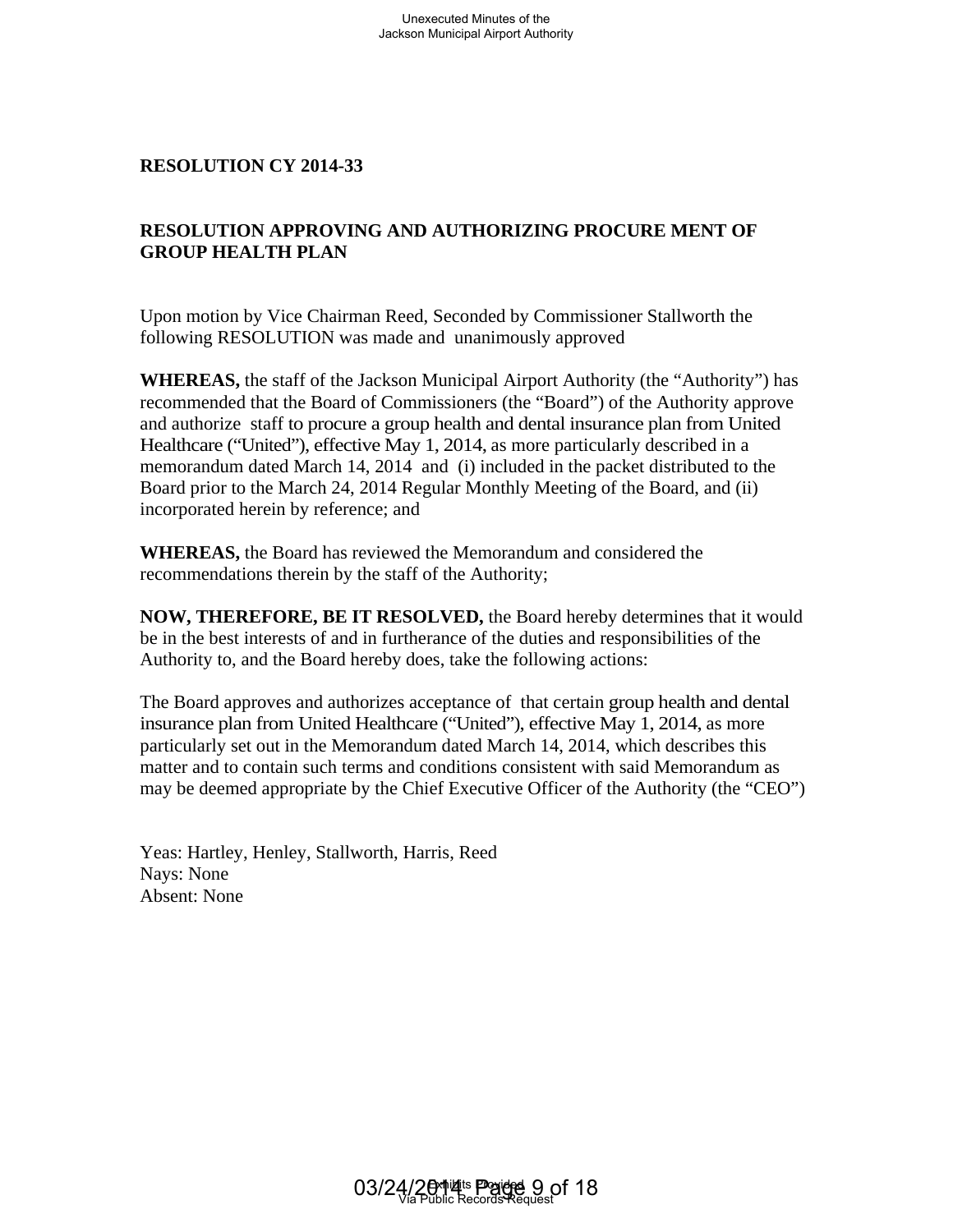**RESOLUTION CY 2014-33**

**RESOLUTION APPROVING AND AUTHORIZING PROCURE MENT OF GROUP HEALTH PLAN**

Upon motion by Vice Chairman Reed, Seconded by Commissioner Stallworth the following RESOLUTION was made and unanimously approved

**WHEREAS,** the staff of the Jackson Municipal Airport Authority (the "Authority") has recommended that the Board of Commissioners (the "Board") of the Authority approve and authorize staff to procure a group health and dental insurance plan from United Healthcare ("United"), effective May 1, 2014, as more particularly described in a memorandum dated March 14, 2014 and (i) included in the packet distributed to the Board prior to the March 24, 2014 Regular Monthly Meeting of the Board, and (ii) incorporated herein by reference; and

**WHEREAS,** the Board has reviewed the Memorandum and considered the recommendations therein by the staff of the Authority;

**NOW, THEREFORE, BE IT RESOLVED,** the Board hereby determines that it would be in the best interests of and in furtherance of the duties and responsibilities of the Authority to, and the Board hereby does, take the following actions:

The Board approves and authorizes acceptance of that certain group health and dental insurance plan from United Healthcare ("United"), effective May 1, 2014, as more particularly set out in the Memorandum dated March 14, 2014, which describes this matter and to contain such terms and conditions consistent with said Memorandum as may be deemed appropriate by the Chief Executive Officer of the Authority (the "CEO")

Yeas: Hartley, Henley, Stallworth, Harris, Reed
Nays: None
Absent: None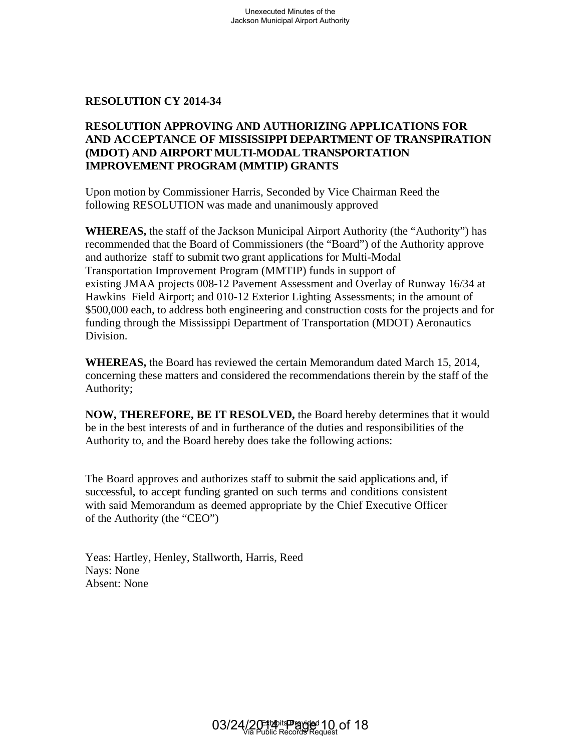**RESOLUTION CY 2014-34**

**RESOLUTION APPROVING AND AUTHORIZING APPLICATIONS FOR AND ACCEPTANCE OF MISSISSIPPI DEPARTMENT OF TRANSPIRATION (MDOT) AND AIRPORT MULTI-MODAL TRANSPORTATION IMPROVEMENT PROGRAM (MMTIP) GRANTS**

Upon motion by Commissioner Harris, Seconded by Vice Chairman Reed the following RESOLUTION was made and unanimously approved

**WHEREAS,** the staff of the Jackson Municipal Airport Authority (the "Authority") has recommended that the Board of Commissioners (the "Board") of the Authority approve and authorize staff to submit two grant applications for Multi-Modal Transportation Improvement Program (MMTIP) funds in support of existing JMAA projects 008-12 Pavement Assessment and Overlay of Runway 16/34 at Hawkins Field Airport; and 010-12 Exterior Lighting Assessments; in the amount of $500,000 each, to address both engineering and construction costs for the projects and for funding through the Mississippi Department of Transportation (MDOT) Aeronautics Division.

**WHEREAS,** the Board has reviewed the certain Memorandum dated March 15, 2014, concerning these matters and considered the recommendations therein by the staff of the Authority;

**NOW, THEREFORE, BE IT RESOLVED,** the Board hereby determines that it would be in the best interests of and in furtherance of the duties and responsibilities of the Authority to, and the Board hereby does take the following actions:

The Board approves and authorizes staff to submit the said applications and, if successful, to accept funding granted on such terms and conditions consistent with said Memorandum as deemed appropriate by the Chief Executive Officer of the Authority (the "CEO")

Yeas: Hartley, Henley, Stallworth, Harris, Reed
Nays: None
Absent: None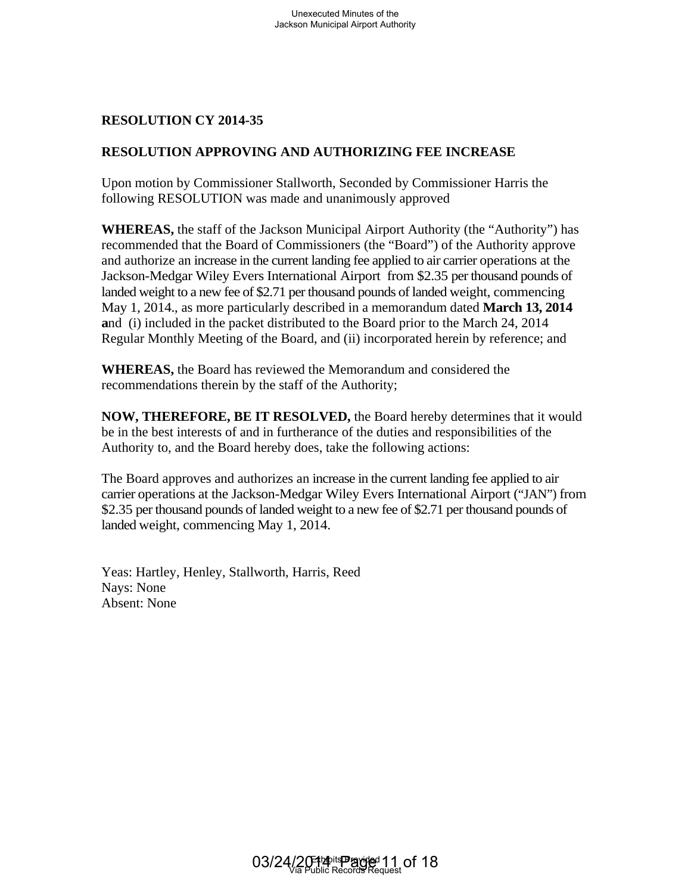**RESOLUTION CY 2014-35**

**RESOLUTION APPROVING AND AUTHORIZING FEE INCREASE**

Upon motion by Commissioner Stallworth, Seconded by Commissioner Harris the following RESOLUTION was made and unanimously approved

**WHEREAS,** the staff of the Jackson Municipal Airport Authority (the "Authority") has recommended that the Board of Commissioners (the "Board") of the Authority approve and authorize an increase in the current landing fee applied to air carrier operations at the Jackson-Medgar Wiley Evers International Airport from $2.35 per thousand pounds of landed weight to a new fee of $2.71 per thousand pounds of landed weight, commencing May 1, 2014., as more particularly described in a memorandum dated **March 13, 2014 a**nd (i) included in the packet distributed to the Board prior to the March 24, 2014 Regular Monthly Meeting of the Board, and (ii) incorporated herein by reference; and

**WHEREAS,** the Board has reviewed the Memorandum and considered the recommendations therein by the staff of the Authority;

**NOW, THEREFORE, BE IT RESOLVED,** the Board hereby determines that it would be in the best interests of and in furtherance of the duties and responsibilities of the Authority to, and the Board hereby does, take the following actions:

The Board approves and authorizes an increase in the current landing fee applied to air carrier operations at the Jackson-Medgar Wiley Evers International Airport ("JAN") from $2.35 per thousand pounds of landed weight to a new fee of $2.71 per thousand pounds of landed weight, commencing May 1, 2014.

Yeas: Hartley, Henley, Stallworth, Harris, Reed
Nays: None
Absent: None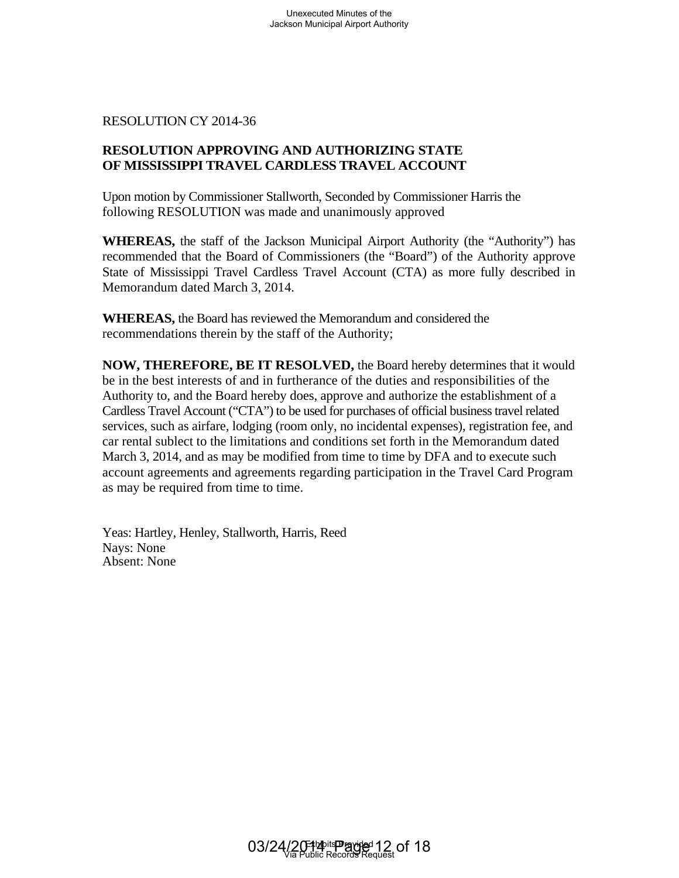RESOLUTION CY 2014-36

**RESOLUTION APPROVING AND AUTHORIZING STATE OF MISSISSIPPI TRAVEL CARDLESS TRAVEL ACCOUNT**

Upon motion by Commissioner Stallworth, Seconded by Commissioner Harris the following RESOLUTION was made and unanimously approved

**WHEREAS,** the staff of the Jackson Municipal Airport Authority (the "Authority") has recommended that the Board of Commissioners (the "Board") of the Authority approve State of Mississippi Travel Cardless Travel Account (CTA) as more fully described in Memorandum dated March 3, 2014.

**WHEREAS,** the Board has reviewed the Memorandum and considered the recommendations therein by the staff of the Authority;

**NOW, THEREFORE, BE IT RESOLVED,** the Board hereby determines that it would be in the best interests of and in furtherance of the duties and responsibilities of the Authority to, and the Board hereby does, approve and authorize the establishment of a Cardless Travel Account ("CTA") to be used for purchases of official business travel related services, such as airfare, lodging (room only, no incidental expenses), registration fee, and car rental sublect to the limitations and conditions set forth in the Memorandum dated March 3, 2014, and as may be modified from time to time by DFA and to execute such account agreements and agreements regarding participation in the Travel Card Program as may be required from time to time.

Yeas: Hartley, Henley, Stallworth, Harris, Reed
Nays: None
Absent: None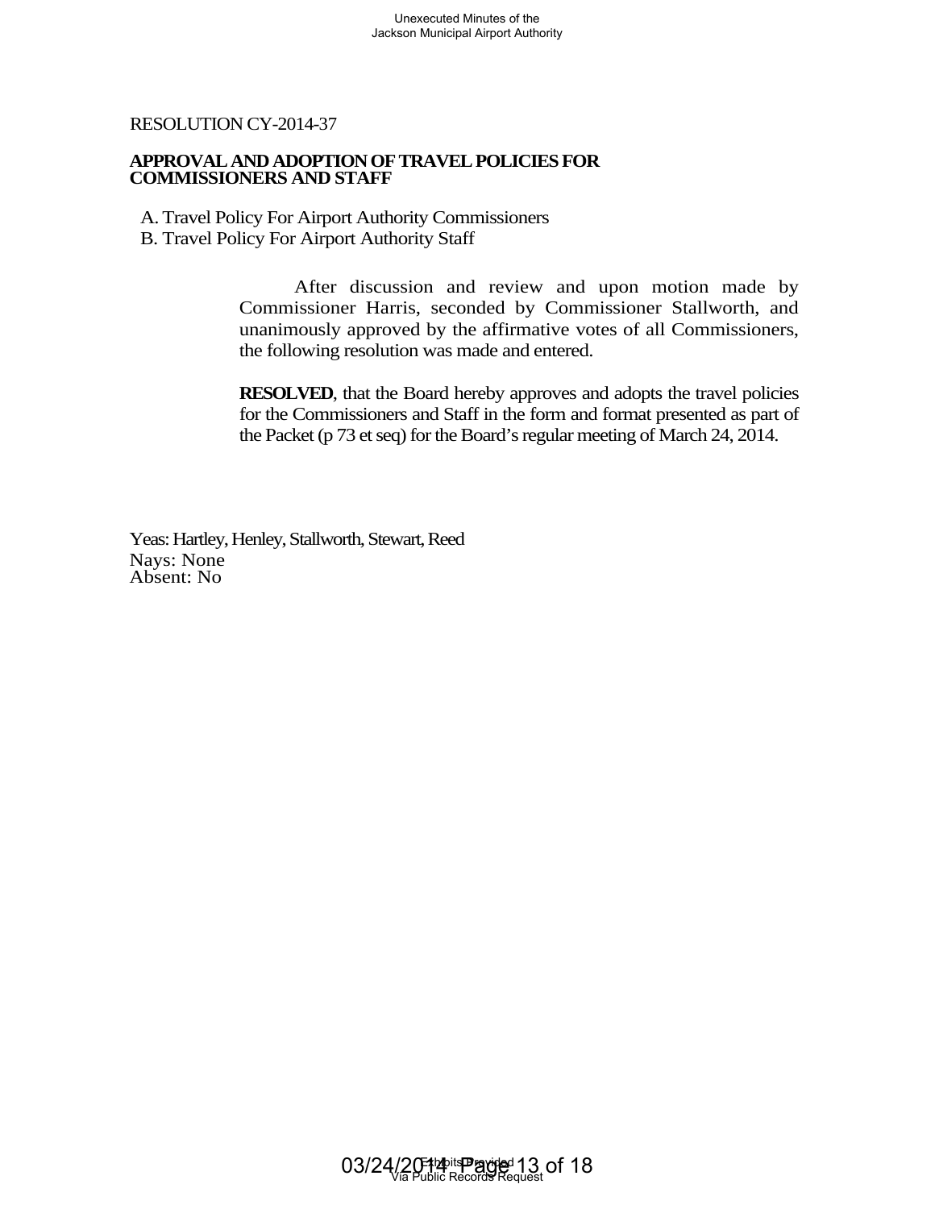RESOLUTION CY-2014-37

**APPROVAL AND ADOPTION OF TRAVEL POLICIES FOR COMMISSIONERS AND STAFF**

A. Travel Policy For Airport Authority Commissioners
B. Travel Policy For Airport Authority Staff

After discussion and review and upon motion made by Commissioner Harris, seconded by Commissioner Stallworth, and unanimously approved by the affirmative votes of all Commissioners, the following resolution was made and entered.

**RESOLVED**, that the Board hereby approves and adopts the travel policies for the Commissioners and Staff in the form and format presented as part of the Packet (p 73 et seq) for the Board's regular meeting of March 24, 2014.

Yeas: Hartley, Henley, Stallworth, Stewart, Reed
Nays: None
Absent: No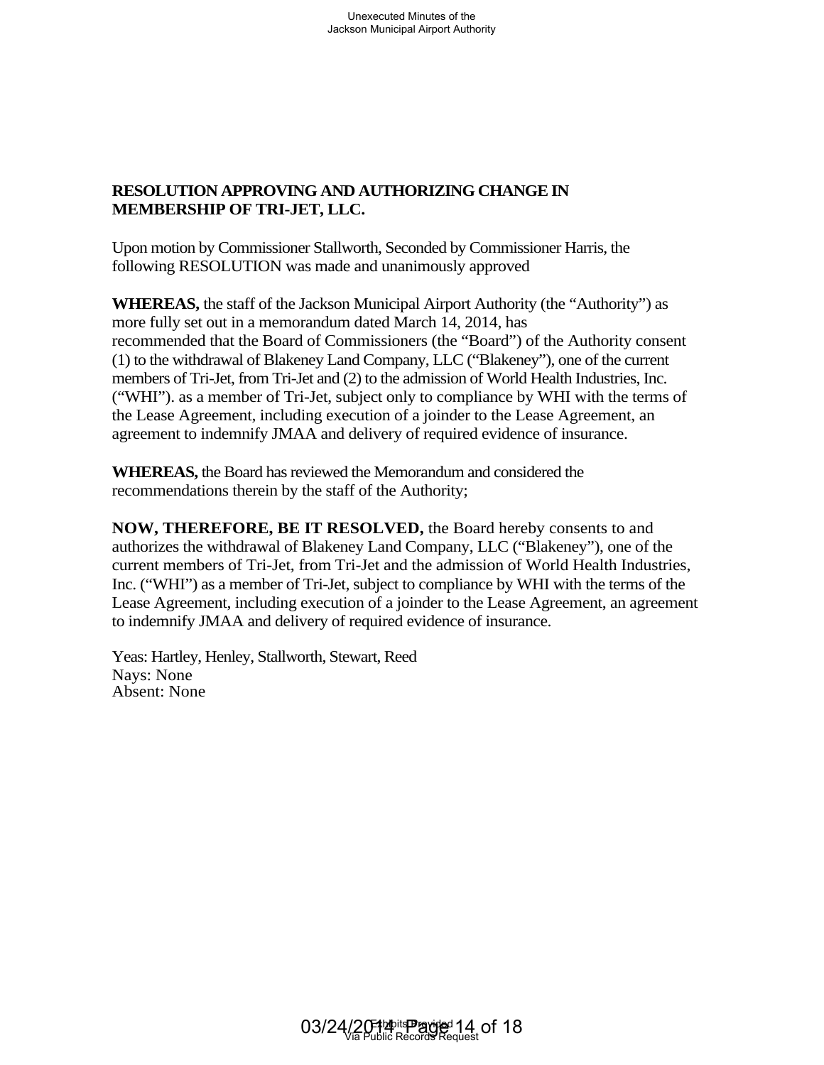**RESOLUTION APPROVING AND AUTHORIZING CHANGE IN MEMBERSHIP OF TRI-JET, LLC.**

Upon motion by Commissioner Stallworth, Seconded by Commissioner Harris, the following RESOLUTION was made and unanimously approved

**WHEREAS,** the staff of the Jackson Municipal Airport Authority (the "Authority") as more fully set out in a memorandum dated March 14, 2014, has recommended that the Board of Commissioners (the "Board") of the Authority consent (1) to the withdrawal of Blakeney Land Company, LLC ("Blakeney"), one of the current members of Tri-Jet, from Tri-Jet and (2) to the admission of World Health Industries, Inc. ("WHI"). as a member of Tri-Jet, subject only to compliance by WHI with the terms of the Lease Agreement, including execution of a joinder to the Lease Agreement, an agreement to indemnify JMAA and delivery of required evidence of insurance.

**WHEREAS,** the Board has reviewed the Memorandum and considered the recommendations therein by the staff of the Authority;

**NOW, THEREFORE, BE IT RESOLVED,** the Board hereby consents to and authorizes the withdrawal of Blakeney Land Company, LLC ("Blakeney"), one of the current members of Tri-Jet, from Tri-Jet and the admission of World Health Industries, Inc. ("WHI") as a member of Tri-Jet, subject to compliance by WHI with the terms of the Lease Agreement, including execution of a joinder to the Lease Agreement, an agreement to indemnify JMAA and delivery of required evidence of insurance.

Yeas: Hartley, Henley, Stallworth, Stewart, Reed
Nays: None
Absent: None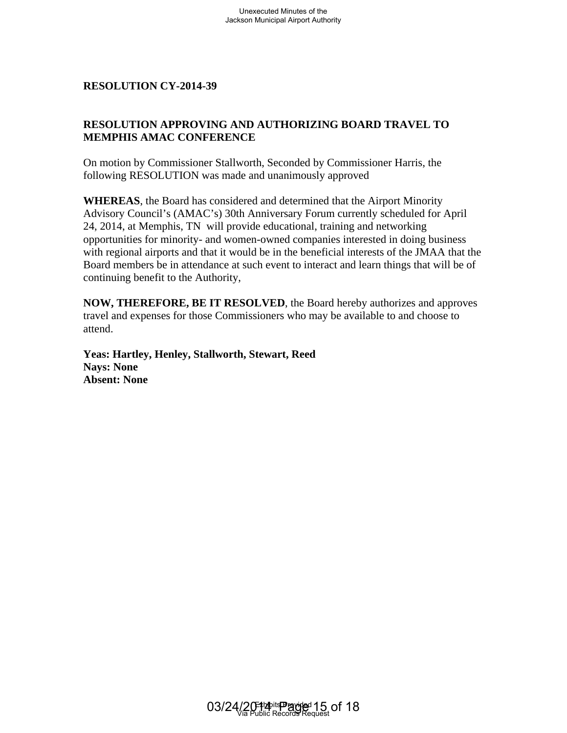**RESOLUTION CY-2014-39**

**RESOLUTION APPROVING AND AUTHORIZING BOARD TRAVEL TO MEMPHIS AMAC CONFERENCE**

On motion by Commissioner Stallworth, Seconded by Commissioner Harris, the following RESOLUTION was made and unanimously approved

**WHEREAS**, the Board has considered and determined that the Airport Minority Advisory Council's (AMAC's) 30th Anniversary Forum currently scheduled for April 24, 2014, at Memphis, TN will provide educational, training and networking opportunities for minority- and women-owned companies interested in doing business with regional airports and that it would be in the beneficial interests of the JMAA that the Board members be in attendance at such event to interact and learn things that will be of continuing benefit to the Authority,

**NOW, THEREFORE, BE IT RESOLVED**, the Board hereby authorizes and approves travel and expenses for those Commissioners who may be available to and choose to attend.

**Yeas: Hartley, Henley, Stallworth, Stewart, Reed**
**Nays: None**
**Absent: None**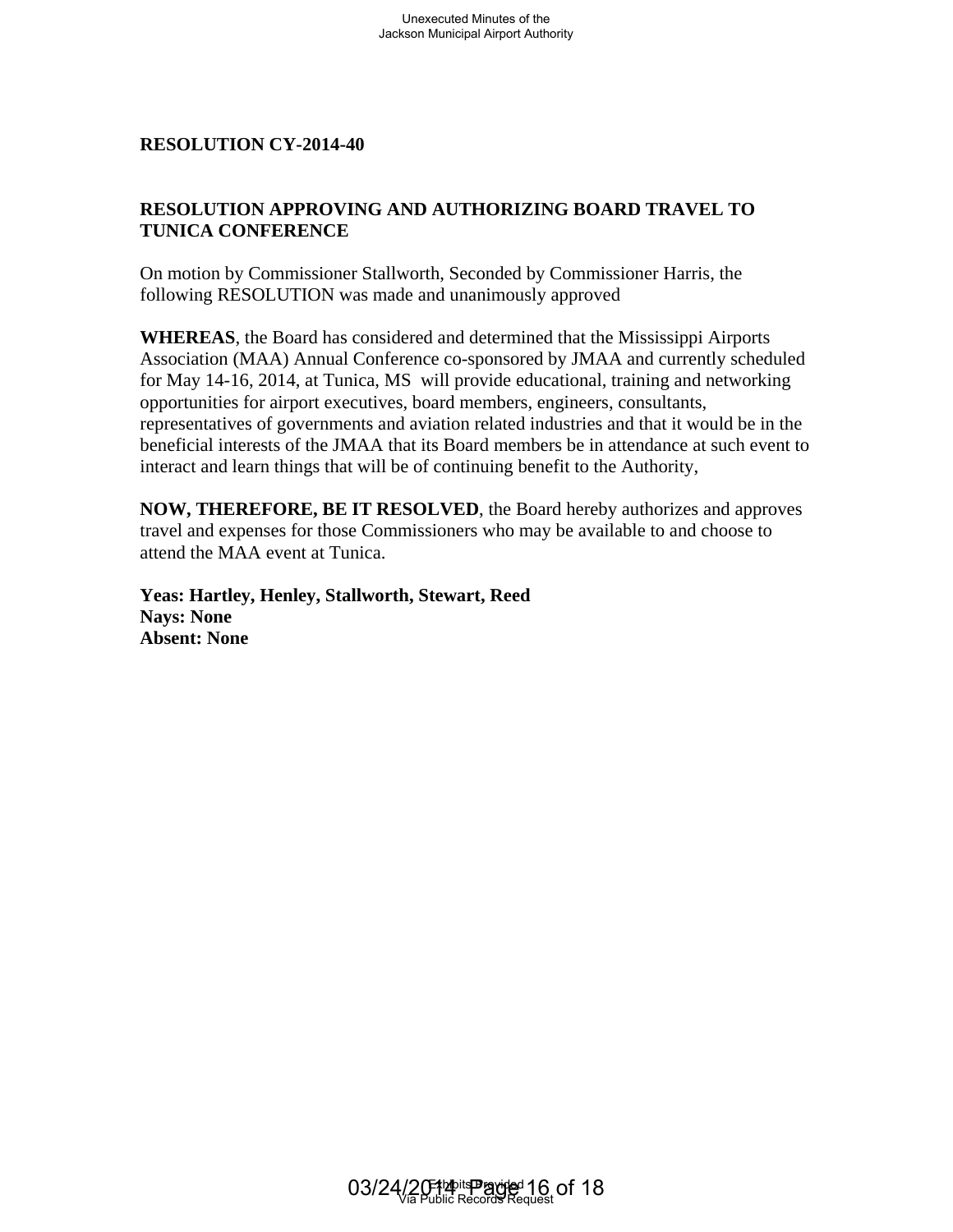**RESOLUTION CY-2014-40**

**RESOLUTION APPROVING AND AUTHORIZING BOARD TRAVEL TO TUNICA CONFERENCE**

On motion by Commissioner Stallworth, Seconded by Commissioner Harris, the following RESOLUTION was made and unanimously approved

**WHEREAS**, the Board has considered and determined that the Mississippi Airports Association (MAA) Annual Conference co-sponsored by JMAA and currently scheduled for May 14-16, 2014, at Tunica, MS will provide educational, training and networking opportunities for airport executives, board members, engineers, consultants, representatives of governments and aviation related industries and that it would be in the beneficial interests of the JMAA that its Board members be in attendance at such event to interact and learn things that will be of continuing benefit to the Authority,

**NOW, THEREFORE, BE IT RESOLVED**, the Board hereby authorizes and approves travel and expenses for those Commissioners who may be available to and choose to attend the MAA event at Tunica.

**Yeas: Hartley, Henley, Stallworth, Stewart, Reed**
**Nays: None**
**Absent: None**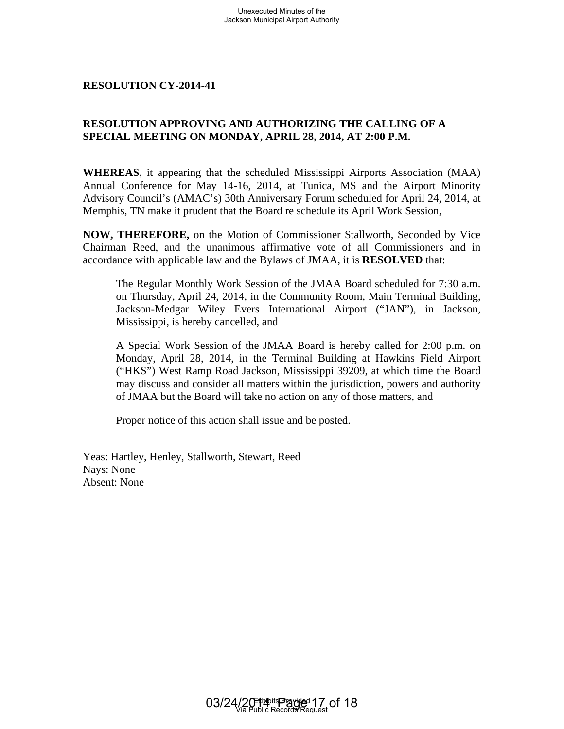**RESOLUTION CY-2014-41**

**RESOLUTION APPROVING AND AUTHORIZING THE CALLING OF A SPECIAL MEETING ON MONDAY, APRIL 28, 2014, AT 2:00 P.M.**

**WHEREAS**, it appearing that the scheduled Mississippi Airports Association (MAA) Annual Conference for May 14-16, 2014, at Tunica, MS and the Airport Minority Advisory Council's (AMAC's) 30th Anniversary Forum scheduled for April 24, 2014, at Memphis, TN make it prudent that the Board re schedule its April Work Session,

**NOW, THEREFORE,** on the Motion of Commissioner Stallworth, Seconded by Vice Chairman Reed, and the unanimous affirmative vote of all Commissioners and in accordance with applicable law and the Bylaws of JMAA, it is **RESOLVED** that:

> The Regular Monthly Work Session of the JMAA Board scheduled for 7:30 a.m. on Thursday, April 24, 2014, in the Community Room, Main Terminal Building, Jackson-Medgar Wiley Evers International Airport ("JAN"), in Jackson, Mississippi, is hereby cancelled, and
>
> A Special Work Session of the JMAA Board is hereby called for 2:00 p.m. on Monday, April 28, 2014, in the Terminal Building at Hawkins Field Airport ("HKS") West Ramp Road Jackson, Mississippi 39209, at which time the Board may discuss and consider all matters within the jurisdiction, powers and authority of JMAA but the Board will take no action on any of those matters, and
>
> Proper notice of this action shall issue and be posted.

Yeas: Hartley, Henley, Stallworth, Stewart, Reed
Nays: None
Absent: None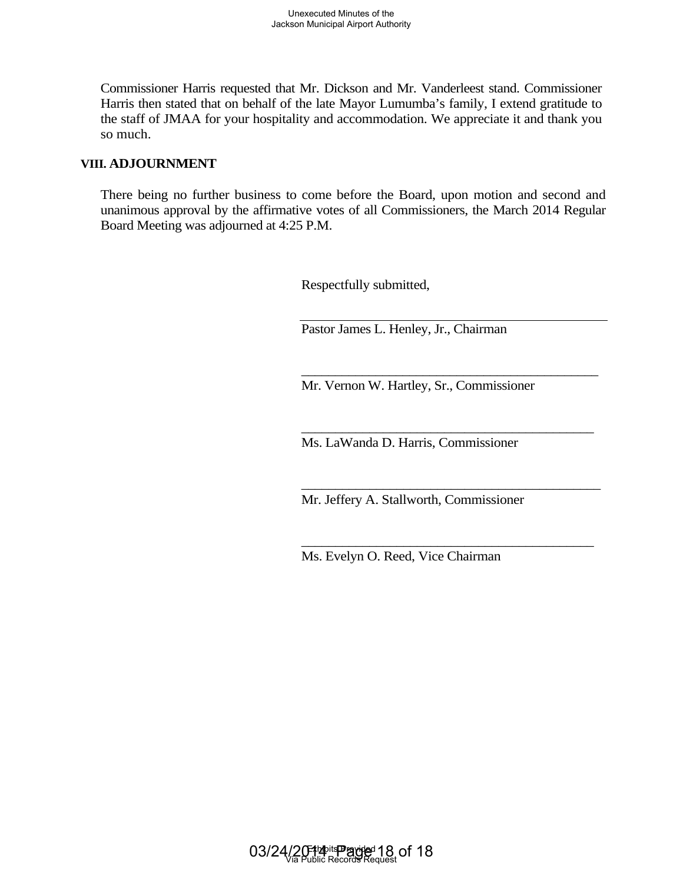Commissioner Harris requested that Mr. Dickson and Mr. Vanderleest stand. Commissioner Harris then stated that on behalf of the late Mayor Lumumba's family, I extend gratitude to the staff of JMAA for your hospitality and accommodation. We appreciate it and thank you so much.

## VIII. ADJOURNMENT

There being no further business to come before the Board, upon motion and second and unanimous approval by the affirmative votes of all Commissioners, the March 2014 Regular Board Meeting was adjourned at 4:25 P.M.

Respectfully submitted,

_______________________________________________
Pastor James L. Henley, Jr., Chairman

_______________________________________________
Mr. Vernon W. Hartley, Sr., Commissioner

_______________________________________________
Ms. LaWanda D. Harris, Commissioner

_______________________________________________
Mr. Jeffery A. Stallworth, Commissioner

_______________________________________________
Ms. Evelyn O. Reed, Vice Chairman